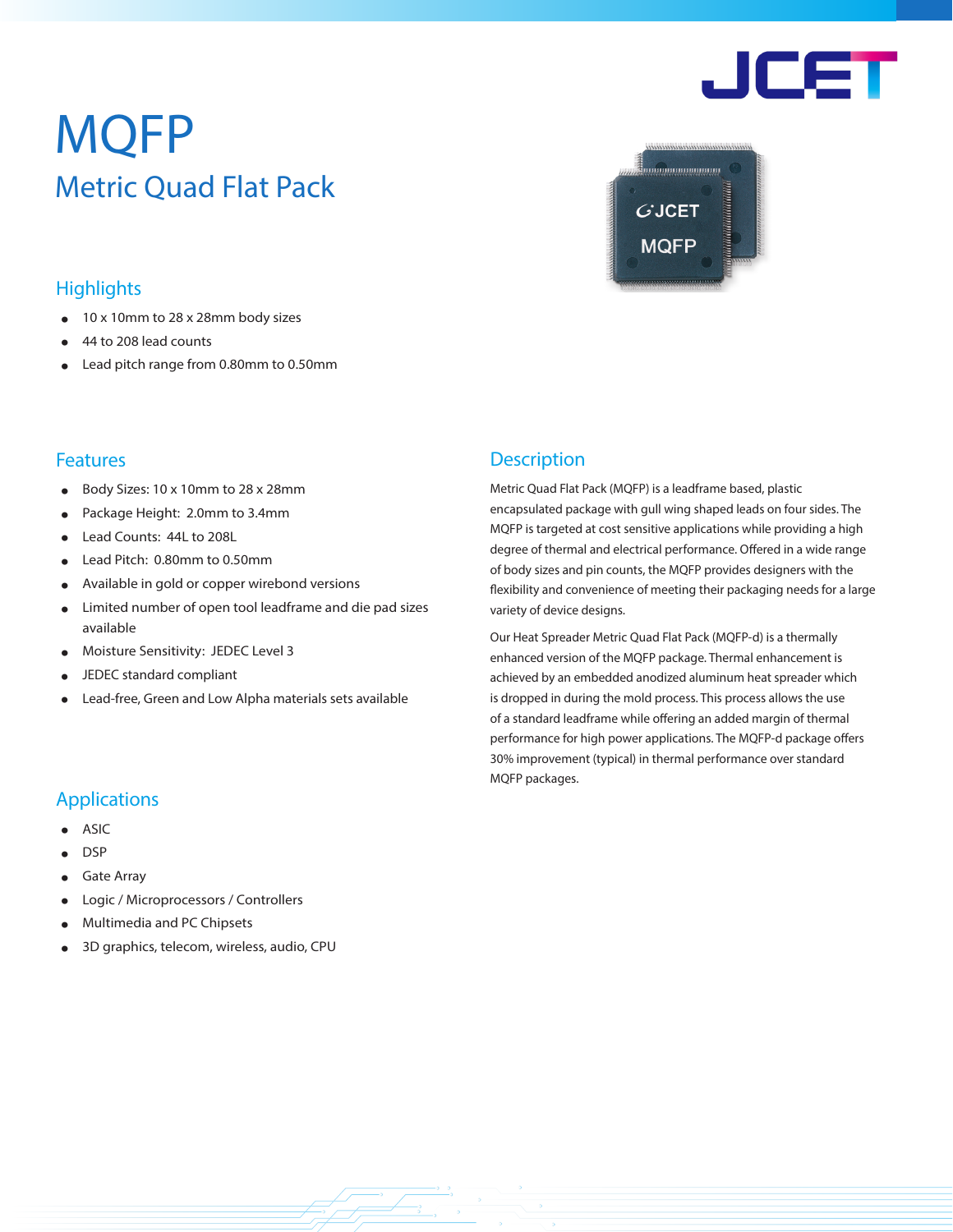# MQFP

## Metric Quad Flat Pack

### Highlights

- 10 x 10mm to 28 x 28mm body sizes
- 44 to 208 lead counts
- Lead pitch range from 0.80mm to 0.50mm

### Features

- Body Sizes: 10 x 10mm to 28 x 28mm
- Package Height: 2.0mm to 3.4mm
- Lead Counts: 44L to 208L
- Lead Pitch: 0.80mm to 0.50mm
- Available in gold or copper wirebond versions
- Limited number of open tool leadframe and die pad sizes available
- Moisture Sensitivity: JEDEC Level 3
- JEDEC standard compliant
- Lead-free, Green and Low Alpha materials sets available

### Applications

- ASIC
- DSP
- Gate Array
- Logic / Microprocessors / Controllers
- Multimedia and PC Chipsets
- 3D graphics, telecom, wireless, audio, CPU

### Description

Metric Quad Flat Pack (MQFP) is a leadframe based, plastic encapsulated package with gull wing shaped leads on four sides. The MQFP is targeted at cost sensitive applications while providing a high degree of thermal and electrical performance. Offered in a wide range of body sizes and pin counts, the MQFP provides designers with the flexibility and convenience of meeting their packaging needs for a large variety of device designs.

Our Heat Spreader Metric Quad Flat Pack (MQFP-d) is a thermally enhanced version of the MQFP package. Thermal enhancement is achieved by an embedded anodized aluminum heat spreader which is dropped in during the mold process. This process allows the use of a standard leadframe while offering an added margin of thermal performance for high power applications. The MQFP-d package offers 30% improvement (typical) in thermal performance over standard MQFP packages.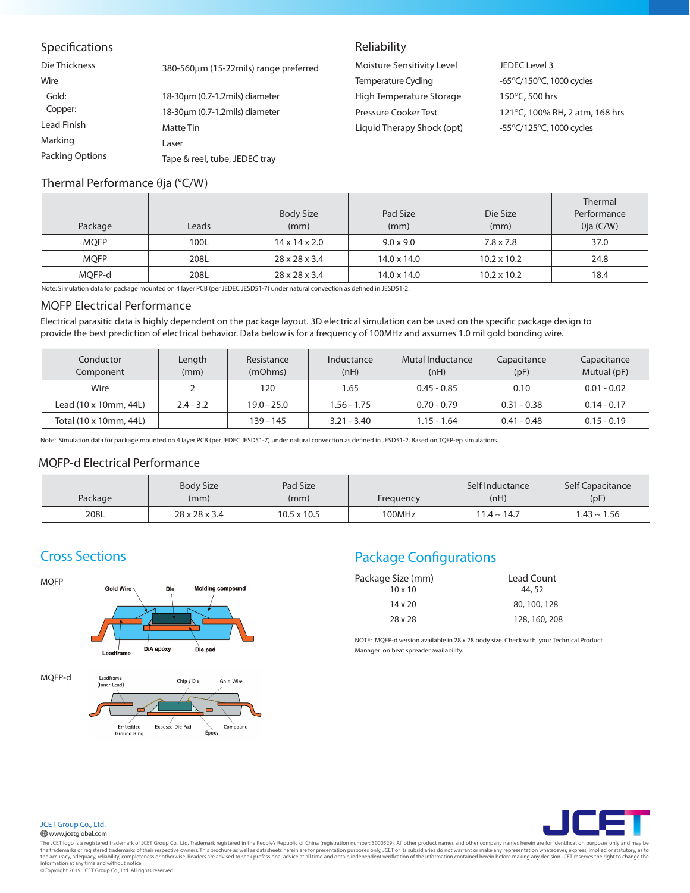## Specifications

| | |
|---|---|
| Die Thickness | 380-560µm (15-22mils) range preferred |
| Wire | |
| Gold: | 18-30µm (0.7-1.2mils) diameter |
| Copper: | 18-30µm (0.7-1.2mils) diameter |
| Lead Finish | Matte Tin |
| Marking | Laser |
| Packing Options | Tape & reel, tube, JEDEC tray |

## Reliability

| | |
|---|---|
| Moisture Sensitivity Level | JEDEC Level 3 |
| Temperature Cycling | -65°C/150°C, 1000 cycles |
| High Temperature Storage | 150°C, 500 hrs |
| Pressure Cooker Test | 121°C, 100% RH, 2 atm, 168 hrs |
| Liquid Therapy Shock (opt) | -55°C/125°C, 1000 cycles |

## Thermal Performance θja (°C/W)

| Package | Leads | Body Size (mm) | Pad Size (mm) | Die Size (mm) | Thermal Performance θja (C/W) |
|---|---|---|---|---|---|
| MQFP | 100L | 14 x 14 x 2.0 | 9.0 x 9.0 | 7.8 x 7.8 | 37.0 |
| MQFP | 208L | 28 x 28 x 3.4 | 14.0 x 14.0 | 10.2 x 10.2 | 24.8 |
| MQFP-d | 208L | 28 x 28 x 3.4 | 14.0 x 14.0 | 10.2 x 10.2 | 18.4 |

Note: Simulation data for package mounted on 4 layer PCB (per JEDEC JESD51-7) under natural convection as defined in JESD51-2.

## MQFP Electrical Performance

Electrical parasitic data is highly dependent on the package layout. 3D electrical simulation can be used on the specific package design to provide the best prediction of electrical behavior. Data below is for a frequency of 100MHz and assumes 1.0 mil gold bonding wire.

| Conductor Component | Length (mm) | Resistance (mOhms) | Inductance (nH) | Mutal Inductance (nH) | Capacitance (pF) | Capacitance Mutual (pF) |
|---|---|---|---|---|---|---|
| Wire | 2 | 120 | 1.65 | 0.45 - 0.85 | 0.10 | 0.01 - 0.02 |
| Lead (10 x 10mm, 44L) | 2.4 - 3.2 | 19.0 - 25.0 | 1.56 - 1.75 | 0.70 - 0.79 | 0.31 - 0.38 | 0.14 - 0.17 |
| Total (10 x 10mm, 44L) | | 139 - 145 | 3.21 - 3.40 | 1.15 - 1.64 | 0.41 - 0.48 | 0.15 - 0.19 |

Note: Simulation data for package mounted on 4 layer PCB (per JEDEC JESD51-7) under natural convection as defined in JESD51-2. Based on TQFP-ep simulations.

## MQFP-d Electrical Performance

| Package | Body Size (mm) | Pad Size (mm) | Frequency | Self Inductance (nH) | Self Capacitance (pF) |
|---|---|---|---|---|---|
| 208L | 28 x 28 x 3.4 | 10.5 x 10.5 | 100MHz | 11.4 ~ 14.7 | 1.43 ~ 1.56 |

## Cross Sections

MQFP

Gold Wire
Die
Molding compound
Leadframe
D/A epoxy
Die pad

MQFP-d

Leadframe (Inner Lead)
Chip / Die
Gold Wire
Embedded Ground Ring
Exposed Die Pad
Epoxy
Compound

## Package Configurations

| Package Size (mm) | Lead Count |
|---|---|
| 10 x 10 | 44, 52 |
| 14 x 20 | 80, 100, 128 |
| 28 x 28 | 128, 160, 208 |

NOTE: MQFP-d version available in 28 x 28 body size. Check with your Technical Product Manager on heat spreader availability.

JCET Group Co., Ltd.
www.jcetglobal.com

The JCET logo is a registered trademark of JCET Group Co., Ltd. Trademark registered in the People's Republic of China (registration number: 3000529). All other product names and other company names herein are for identification purposes only and may be the trademarks or registered trademarks of their respective owners. This brochure as well as datasheets herein are for presentation purposes only. JCET or its subsidiaries do not warrant or make any representation whatsoever, express, implied or statutory, as to the accuracy, adequacy, reliability, completeness or otherwise. Readers are advised to seek professional advice at all time and obtain independent verification of the information contained herein before making any decision.JCET reserves the right to change the information at any time and without notice.
©Copyright 2019. JCET Group Co., Ltd. All rights reserved.